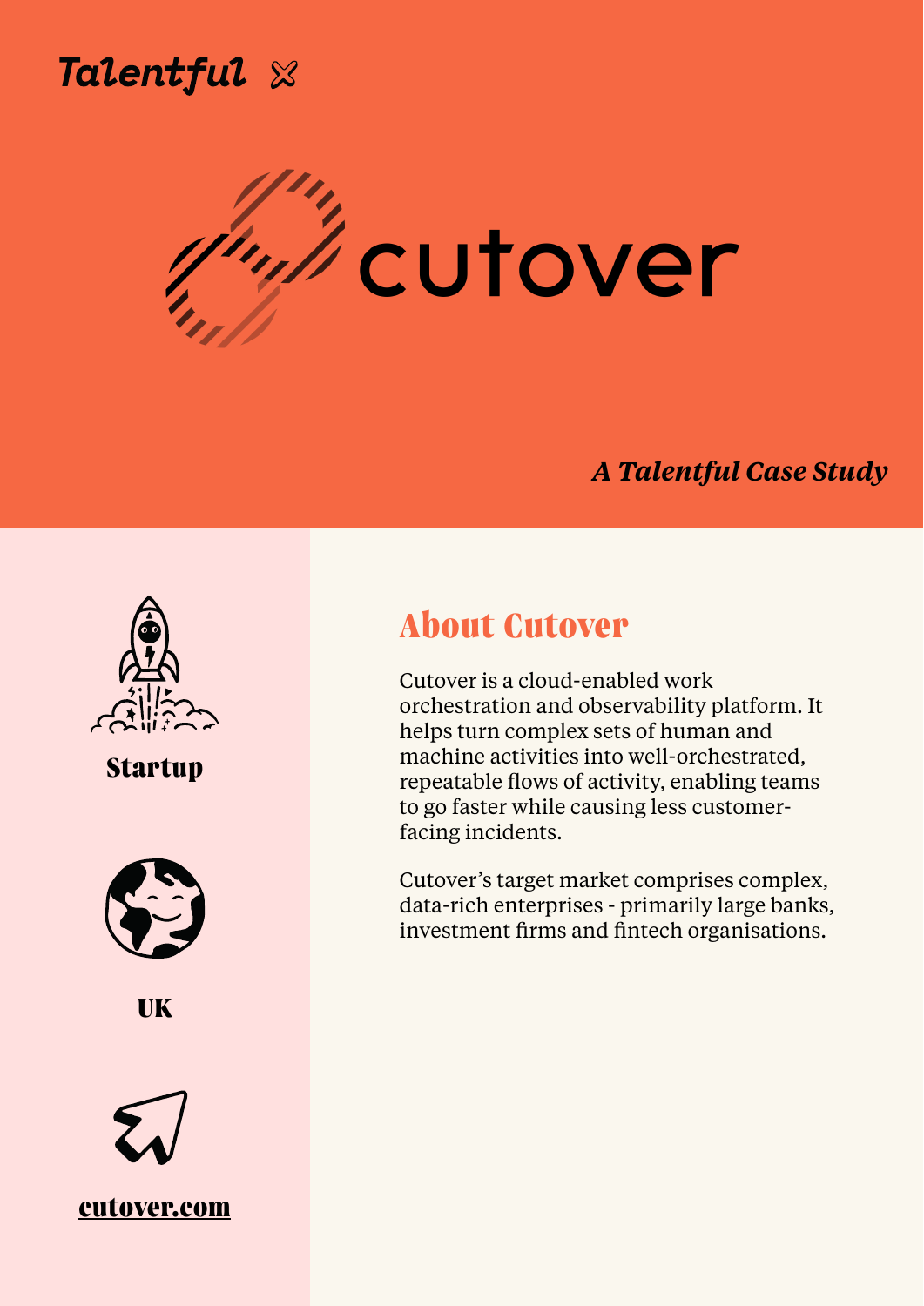Talentful

# cutover

*A Talentful Case Study*

**Startup**

**UK**

**cutover.com**

## About Cutover

Cutover is a cloud-enabled work orchestration and observability platform. It helps turn complex sets of human and machine activities into well-orchestrated, repeatable flows of activity, enabling teams to go faster while causing less customer-facing incidents.

Cutover's target market comprises complex, data-rich enterprises - primarily large banks, investment firms and fintech organisations.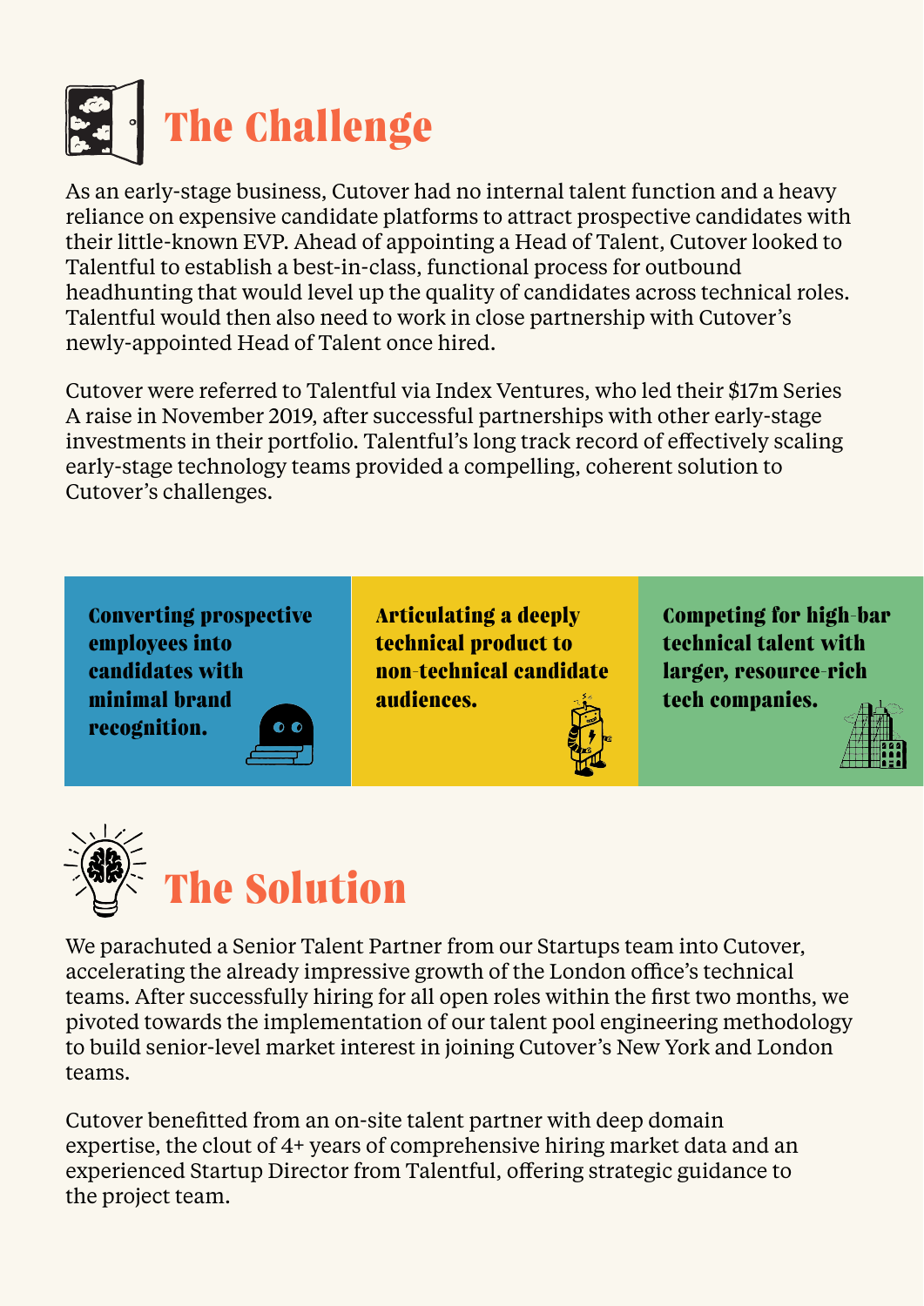## The Challenge

As an early-stage business, Cutover had no internal talent function and a heavy reliance on expensive candidate platforms to attract prospective candidates with their little-known EVP. Ahead of appointing a Head of Talent, Cutover looked to Talentful to establish a best-in-class, functional process for outbound headhunting that would level up the quality of candidates across technical roles. Talentful would then also need to work in close partnership with Cutover's newly-appointed Head of Talent once hired.

Cutover were referred to Talentful via Index Ventures, who led their $17m Series A raise in November 2019, after successful partnerships with other early-stage investments in their portfolio. Talentful's long track record of effectively scaling early-stage technology teams provided a compelling, coherent solution to Cutover's challenges.

**Converting prospective employees into candidates with minimal brand recognition.**

**Articulating a deeply technical product to non-technical candidate audiences.**

**Competing for high-bar technical talent with larger, resource-rich tech companies.**

## The Solution

We parachuted a Senior Talent Partner from our Startups team into Cutover, accelerating the already impressive growth of the London office's technical teams. After successfully hiring for all open roles within the first two months, we pivoted towards the implementation of our talent pool engineering methodology to build senior-level market interest in joining Cutover's New York and London teams.

Cutover benefitted from an on-site talent partner with deep domain expertise, the clout of 4+ years of comprehensive hiring market data and an experienced Startup Director from Talentful, offering strategic guidance to the project team.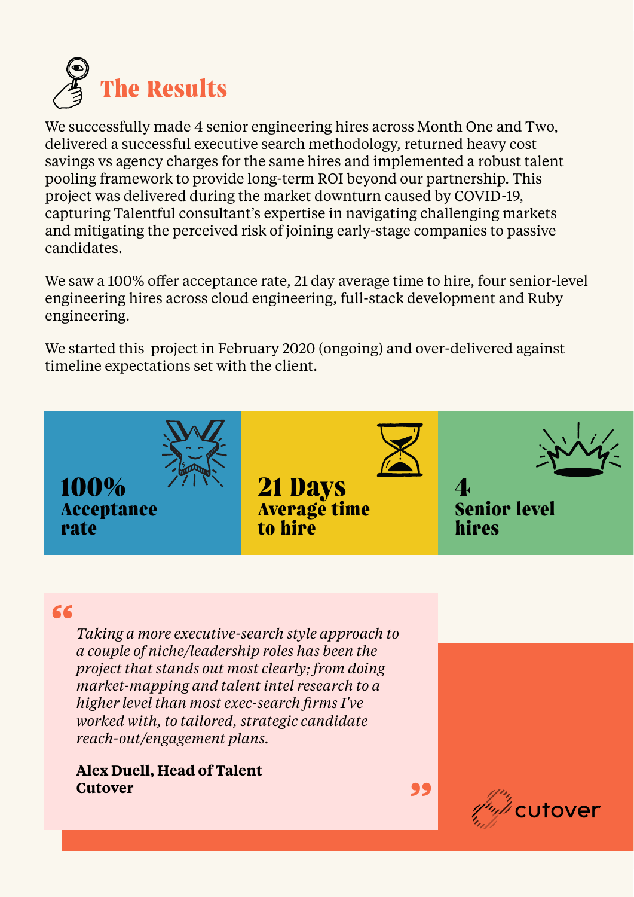# The Results

We successfully made 4 senior engineering hires across Month One and Two, delivered a successful executive search methodology, returned heavy cost savings vs agency charges for the same hires and implemented a robust talent pooling framework to provide long-term ROI beyond our partnership. This project was delivered during the market downturn caused by COVID-19, capturing Talentful consultant's expertise in navigating challenging markets and mitigating the perceived risk of joining early-stage companies to passive candidates.

We saw a 100% offer acceptance rate, 21 day average time to hire, four senior-level engineering hires across cloud engineering, full-stack development and Ruby engineering.

We started this project in February 2020 (ongoing) and over-delivered against timeline expectations set with the client.

**100%**
**Acceptance rate**

**21 Days**
**Average time to hire**

**4**
**Senior level hires**

> *Taking a more executive-search style approach to a couple of niche/leadership roles has been the project that stands out most clearly; from doing market-mapping and talent intel research to a higher level than most exec-search firms I've worked with, to tailored, strategic candidate reach-out/engagement plans.*
>
> **Alex Duell, Head of Talent**
> **Cutover**

cutover